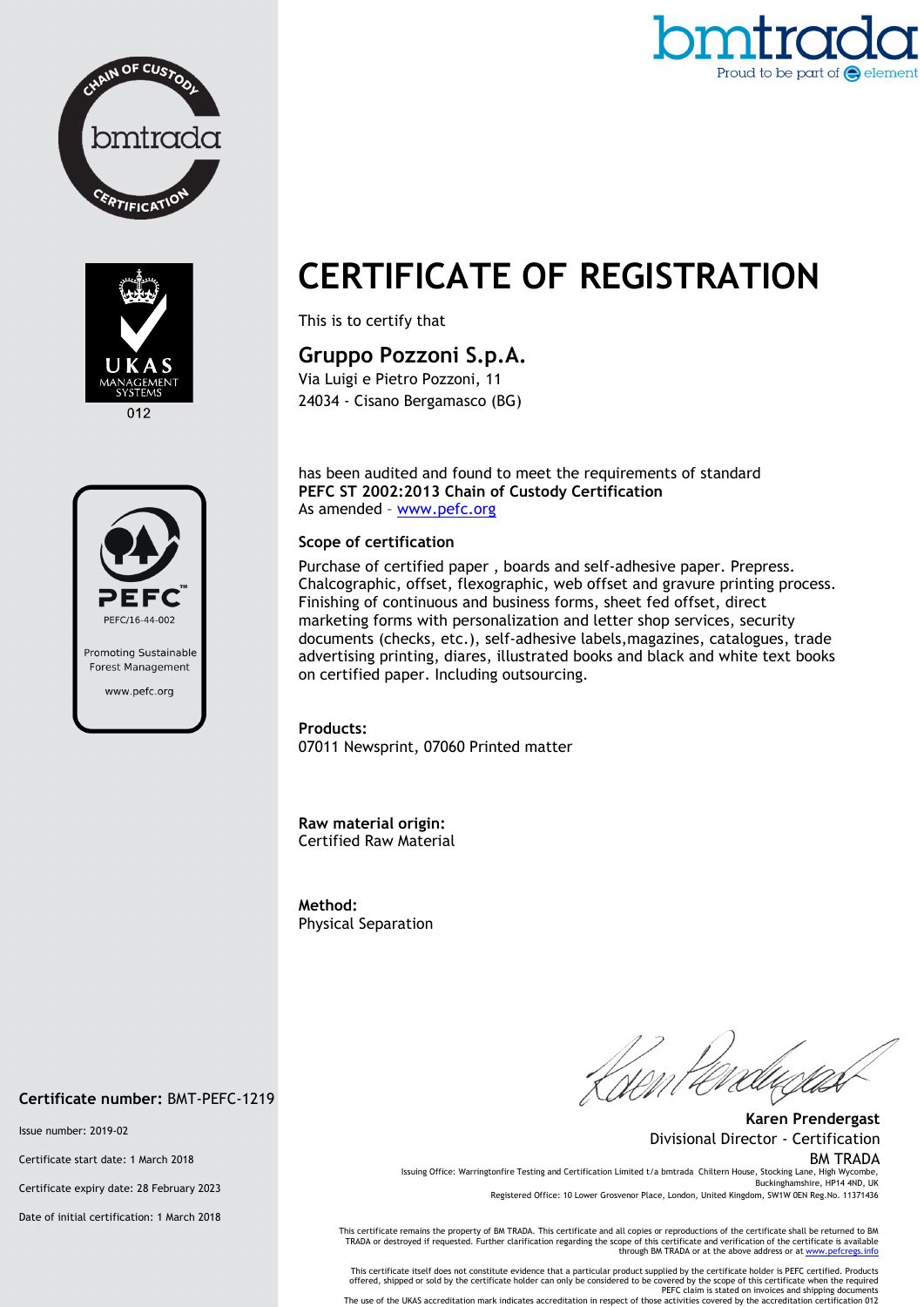CHAIN OF CUSTODY bmtrada CERTIFICATION

UKAS MANAGEMENT SYSTEMS 012

PEFC PEFC/16-44-002 Promoting Sustainable Forest Management www.pefc.org

bmtrada Proud to be part of element

# CERTIFICATE OF REGISTRATION

This is to certify that

## Gruppo Pozzoni S.p.A.

Via Luigi e Pietro Pozzoni, 11
24034 - Cisano Bergamasco (BG)

has been audited and found to meet the requirements of standard
**PEFC ST 2002:2013 Chain of Custody Certification**
As amended – www.pefc.org

**Scope of certification**

Purchase of certified paper , boards and self-adhesive paper. Prepress. Chalcographic, offset, flexographic, web offset and gravure printing process. Finishing of continuous and business forms, sheet fed offset, direct marketing forms with personalization and letter shop services, security documents (checks, etc.), self-adhesive labels,magazines, catalogues, trade advertising printing, diares, illustrated books and black and white text books on certified paper. Including outsourcing.

**Products:**
07011 Newsprint, 07060 Printed matter

**Raw material origin:**
Certified Raw Material

**Method:**
Physical Separation

**Certificate number:** BMT-PEFC-1219

Issue number: 2019-02

Certificate start date: 1 March 2018

Certificate expiry date: 28 February 2023

Date of initial certification: 1 March 2018

**Karen Prendergast**
Divisional Director - Certification
BM TRADA

Issuing Office: Warringtonfire Testing and Certification Limited t/a bmtrada Chiltern House, Stocking Lane, High Wycombe, Buckinghamshire, HP14 4ND, UK
Registered Office: 10 Lower Grosvenor Place, London, United Kingdom, SW1W 0EN Reg.No. 11371436

This certificate remains the property of BM TRADA. This certificate and all copies or reproductions of the certificate shall be returned to BM TRADA or destroyed if requested. Further clarification regarding the scope of this certificate and verification of the certificate is available through BM TRADA or at the above address or at www.pefcregs.info

This certificate itself does not constitute evidence that a particular product supplied by the certificate holder is PEFC certified. Products offered, shipped or sold by the certificate holder can only be considered to be covered by the scope of this certificate when the required PEFC claim is stated on invoices and shipping documents
The use of the UKAS accreditation mark indicates accreditation in respect of those activities covered by the accreditation certification 012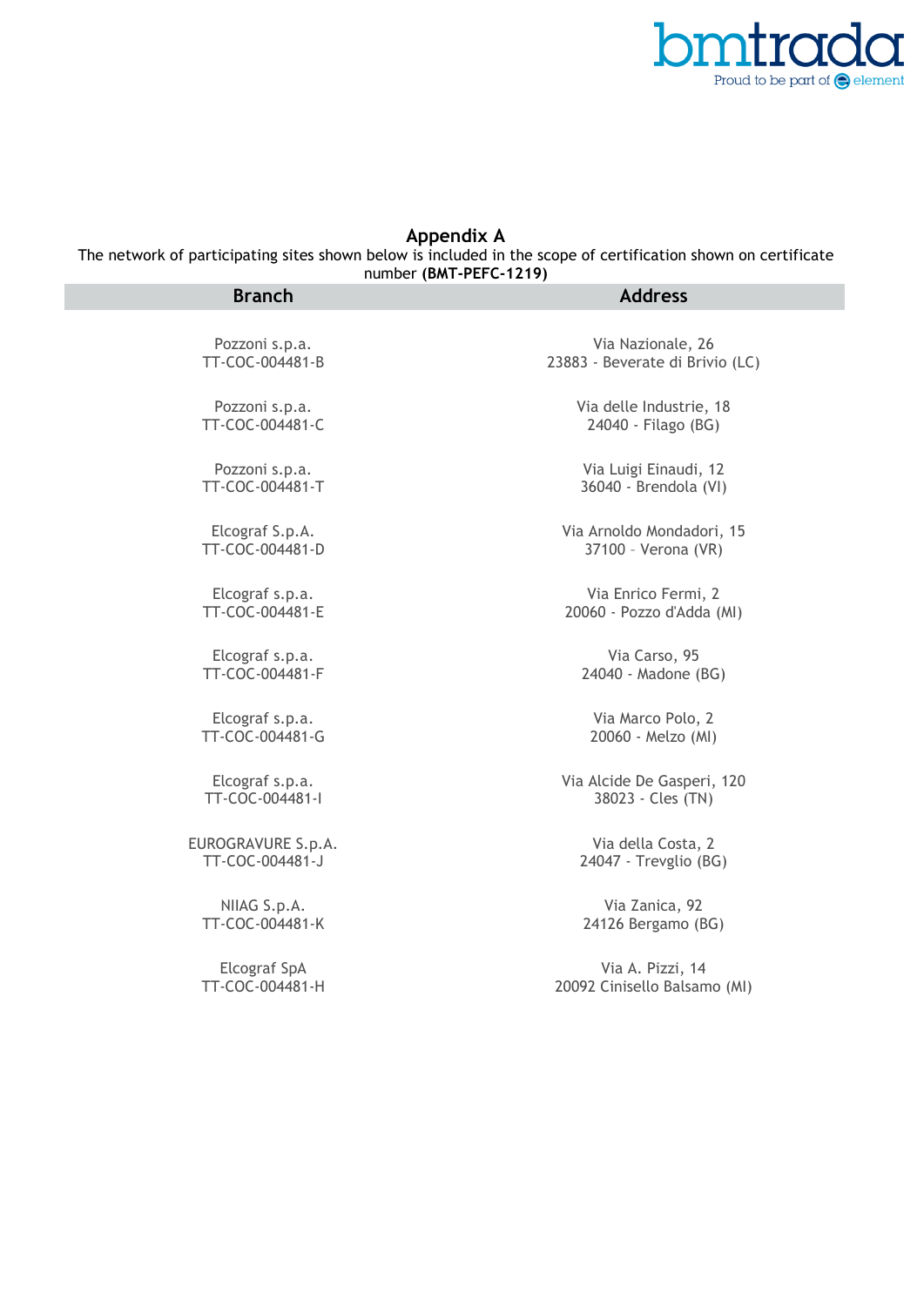## Appendix A

The network of participating sites shown below is included in the scope of certification shown on certificate number **(BMT-PEFC-1219)**

| Branch | Address |
|---|---|
| Pozzoni s.p.a.<br>TT-COC-004481-B | Via Nazionale, 26<br>23883 - Beverate di Brivio (LC) |
| Pozzoni s.p.a.<br>TT-COC-004481-C | Via delle Industrie, 18<br>24040 - Filago (BG) |
| Pozzoni s.p.a.<br>TT-COC-004481-T | Via Luigi Einaudi, 12<br>36040 - Brendola (VI) |
| Elcograf S.p.A.<br>TT-COC-004481-D | Via Arnoldo Mondadori, 15<br>37100 – Verona (VR) |
| Elcograf s.p.a.<br>TT-COC-004481-E | Via Enrico Fermi, 2<br>20060 - Pozzo d'Adda (MI) |
| Elcograf s.p.a.<br>TT-COC-004481-F | Via Carso, 95<br>24040 - Madone (BG) |
| Elcograf s.p.a.<br>TT-COC-004481-G | Via Marco Polo, 2<br>20060 - Melzo (MI) |
| Elcograf s.p.a.<br>TT-COC-004481-I | Via Alcide De Gasperi, 120<br>38023 - Cles (TN) |
| EUROGRAVURE S.p.A.<br>TT-COC-004481-J | Via della Costa, 2<br>24047 - Trevglio (BG) |
| NIIAG S.p.A.<br>TT-COC-004481-K | Via Zanica, 92<br>24126 Bergamo (BG) |
| Elcograf SpA<br>TT-COC-004481-H | Via A. Pizzi, 14<br>20092 Cinisello Balsamo (MI) |